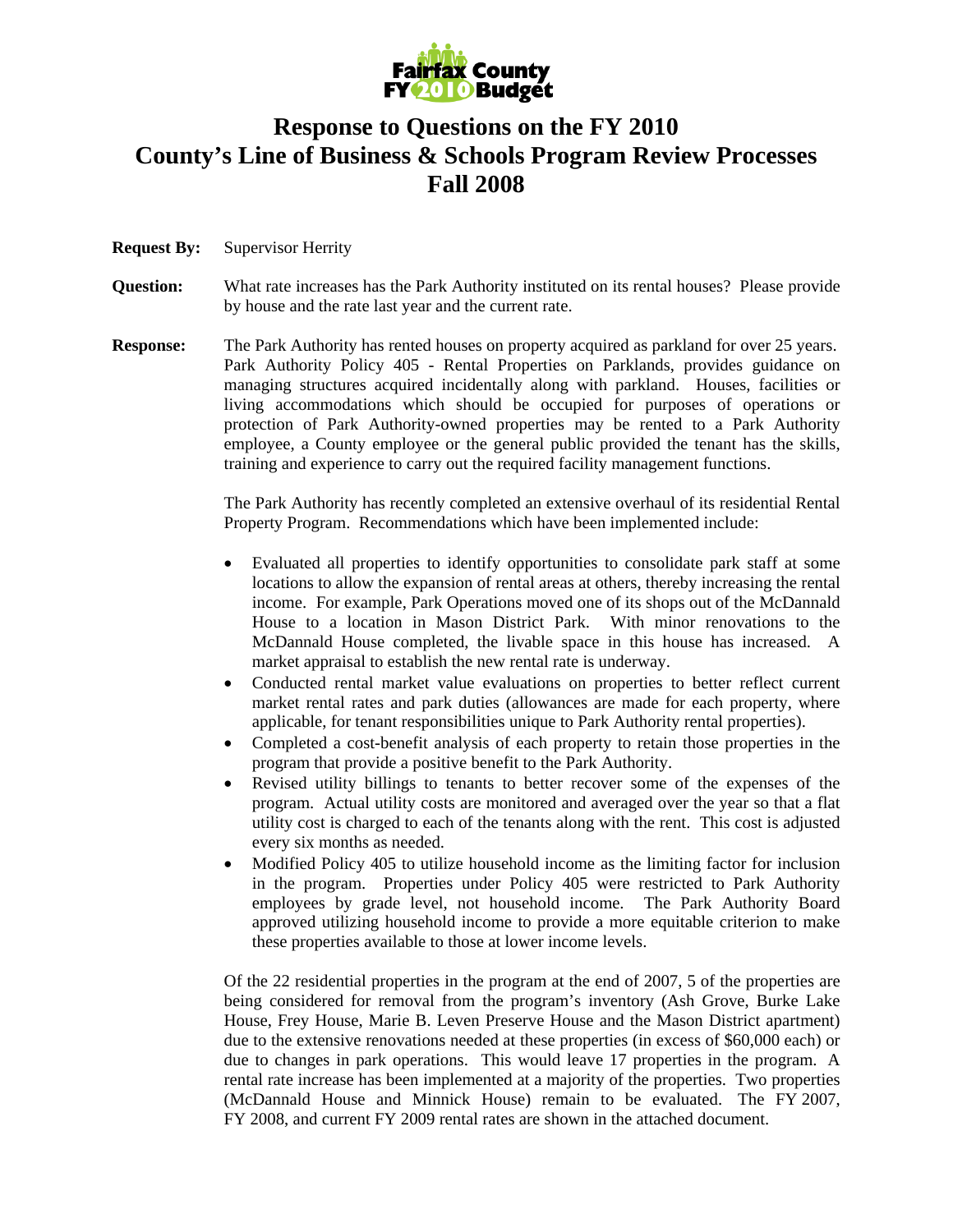Fairfax County FY 2010 Budget

# Response to Questions on the FY 2010 County's Line of Business & Schools Program Review Processes Fall 2008

**Request By:** Supervisor Herrity

**Question:** What rate increases has the Park Authority instituted on its rental houses? Please provide by house and the rate last year and the current rate.

**Response:** The Park Authority has rented houses on property acquired as parkland for over 25 years. Park Authority Policy 405 - Rental Properties on Parklands, provides guidance on managing structures acquired incidentally along with parkland. Houses, facilities or living accommodations which should be occupied for purposes of operations or protection of Park Authority-owned properties may be rented to a Park Authority employee, a County employee or the general public provided the tenant has the skills, training and experience to carry out the required facility management functions.

The Park Authority has recently completed an extensive overhaul of its residential Rental Property Program. Recommendations which have been implemented include:

- Evaluated all properties to identify opportunities to consolidate park staff at some locations to allow the expansion of rental areas at others, thereby increasing the rental income. For example, Park Operations moved one of its shops out of the McDannald House to a location in Mason District Park. With minor renovations to the McDannald House completed, the livable space in this house has increased. A market appraisal to establish the new rental rate is underway.
- Conducted rental market value evaluations on properties to better reflect current market rental rates and park duties (allowances are made for each property, where applicable, for tenant responsibilities unique to Park Authority rental properties).
- Completed a cost-benefit analysis of each property to retain those properties in the program that provide a positive benefit to the Park Authority.
- Revised utility billings to tenants to better recover some of the expenses of the program. Actual utility costs are monitored and averaged over the year so that a flat utility cost is charged to each of the tenants along with the rent. This cost is adjusted every six months as needed.
- Modified Policy 405 to utilize household income as the limiting factor for inclusion in the program. Properties under Policy 405 were restricted to Park Authority employees by grade level, not household income. The Park Authority Board approved utilizing household income to provide a more equitable criterion to make these properties available to those at lower income levels.

Of the 22 residential properties in the program at the end of 2007, 5 of the properties are being considered for removal from the program's inventory (Ash Grove, Burke Lake House, Frey House, Marie B. Leven Preserve House and the Mason District apartment) due to the extensive renovations needed at these properties (in excess of $60,000 each) or due to changes in park operations. This would leave 17 properties in the program. A rental rate increase has been implemented at a majority of the properties. Two properties (McDannald House and Minnick House) remain to be evaluated. The FY 2007, FY 2008, and current FY 2009 rental rates are shown in the attached document.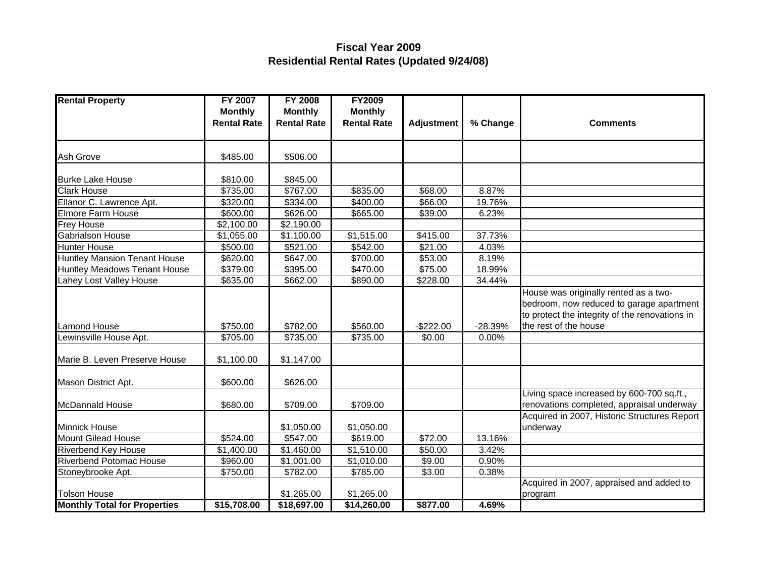**Fiscal Year 2009**
**Residential Rental Rates (Updated 9/24/08)**

| Rental Property | FY 2007 Monthly Rental Rate | FY 2008 Monthly Rental Rate | FY2009 Monthly Rental Rate | Adjustment | % Change | Comments |
|---|---|---|---|---|---|---|
| Ash Grove | $485.00 | $506.00 | | | | |
| Burke Lake House | $810.00 | $845.00 | | | | |
| Clark House | $735.00 | $767.00 | $835.00 | $68.00 | 8.87% | |
| Ellanor C. Lawrence Apt. | $320.00 | $334.00 | $400.00 | $66.00 | 19.76% | |
| Elmore Farm House | $600.00 | $626.00 | $665.00 | $39.00 | 6.23% | |
| Frey House | $2,100.00 | $2,190.00 | | | | |
| Gabrialson House | $1,055.00 | $1,100.00 | $1,515.00 | $415.00 | 37.73% | |
| Hunter House | $500.00 | $521.00 | $542.00 | $21.00 | 4.03% | |
| Huntley Mansion Tenant House | $620.00 | $647.00 | $700.00 | $53.00 | 8.19% | |
| Huntley Meadows Tenant House | $379.00 | $395.00 | $470.00 | $75.00 | 18.99% | |
| Lahey Lost Valley House | $635.00 | $662.00 | $890.00 | $228.00 | 34.44% | |
| Lamond House | $750.00 | $782.00 | $560.00 | -$222.00 | -28.39% | House was originally rented as a two-bedroom, now reduced to garage apartment to protect the integrity of the renovations in the rest of the house |
| Lewinsville House Apt. | $705.00 | $735.00 | $735.00 | $0.00 | 0.00% | |
| Marie B. Leven Preserve House | $1,100.00 | $1,147.00 | | | | |
| Mason District Apt. | $600.00 | $626.00 | | | | |
| McDannald House | $680.00 | $709.00 | $709.00 | | | Living space increased by 600-700 sq.ft., renovations completed, appraisal underway |
| Minnick House | | $1,050.00 | $1,050.00 | | | Acquired in 2007, Historic Structures Report underway |
| Mount Gilead House | $524.00 | $547.00 | $619.00 | $72.00 | 13.16% | |
| Riverbend Key House | $1,400.00 | $1,460.00 | $1,510.00 | $50.00 | 3.42% | |
| Riverbend Potomac House | $960.00 | $1,001.00 | $1,010.00 | $9.00 | 0.90% | |
| Stoneybrooke Apt. | $750.00 | $782.00 | $785.00 | $3.00 | 0.38% | |
| Tolson House | | $1,265.00 | $1,265.00 | | | Acquired in 2007, appraised and added to program |
| **Monthly Total for Properties** | **$15,708.00** | **$18,697.00** | **$14,260.00** | **$877.00** | **4.69%** | |